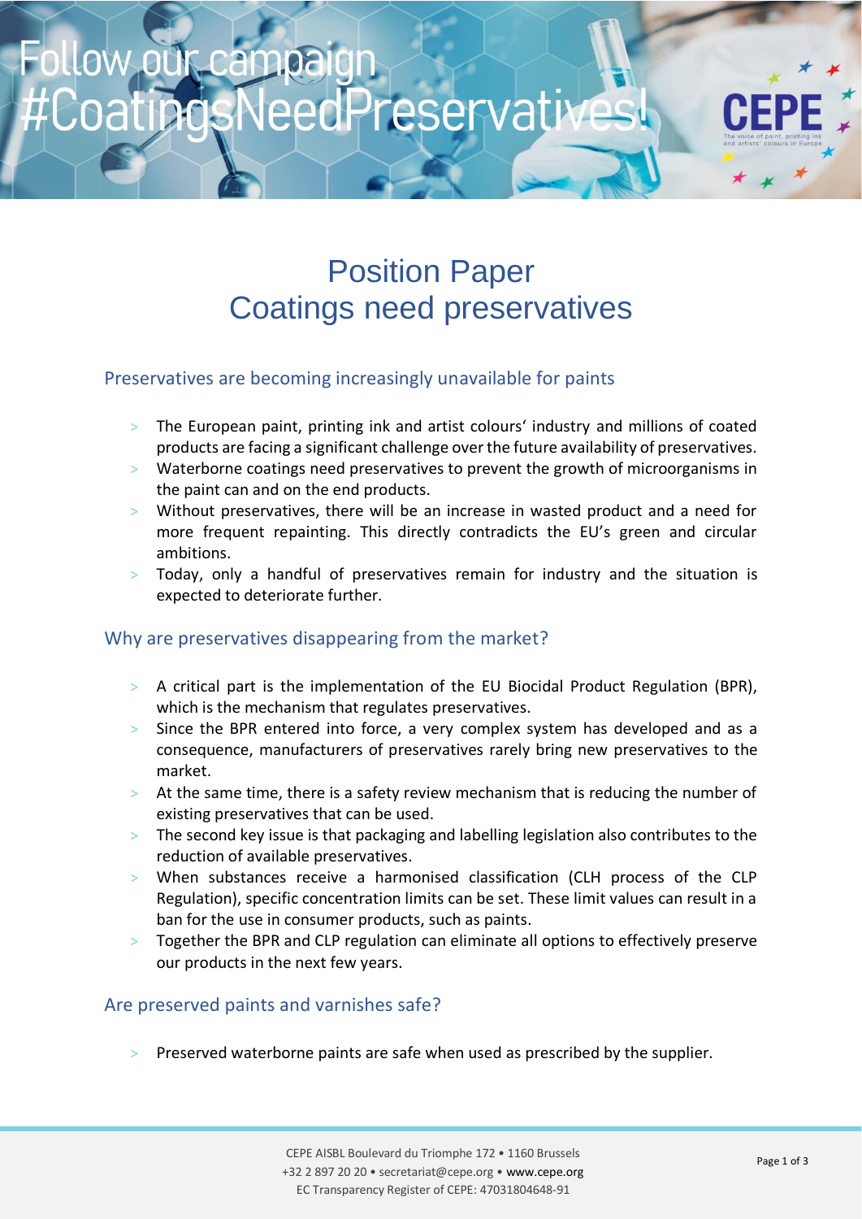Follow our campaign
#CoatingsNeedPreservatives!

# Position Paper
# Coatings need preservatives

## Preservatives are becoming increasingly unavailable for paints

- The European paint, printing ink and artist colours' industry and millions of coated products are facing a significant challenge over the future availability of preservatives.
- Waterborne coatings need preservatives to prevent the growth of microorganisms in the paint can and on the end products.
- Without preservatives, there will be an increase in wasted product and a need for more frequent repainting. This directly contradicts the EU's green and circular ambitions.
- Today, only a handful of preservatives remain for industry and the situation is expected to deteriorate further.

## Why are preservatives disappearing from the market?

- A critical part is the implementation of the EU Biocidal Product Regulation (BPR), which is the mechanism that regulates preservatives.
- Since the BPR entered into force, a very complex system has developed and as a consequence, manufacturers of preservatives rarely bring new preservatives to the market.
- At the same time, there is a safety review mechanism that is reducing the number of existing preservatives that can be used.
- The second key issue is that packaging and labelling legislation also contributes to the reduction of available preservatives.
- When substances receive a harmonised classification (CLH process of the CLP Regulation), specific concentration limits can be set. These limit values can result in a ban for the use in consumer products, such as paints.
- Together the BPR and CLP regulation can eliminate all options to effectively preserve our products in the next few years.

## Are preserved paints and varnishes safe?

- Preserved waterborne paints are safe when used as prescribed by the supplier.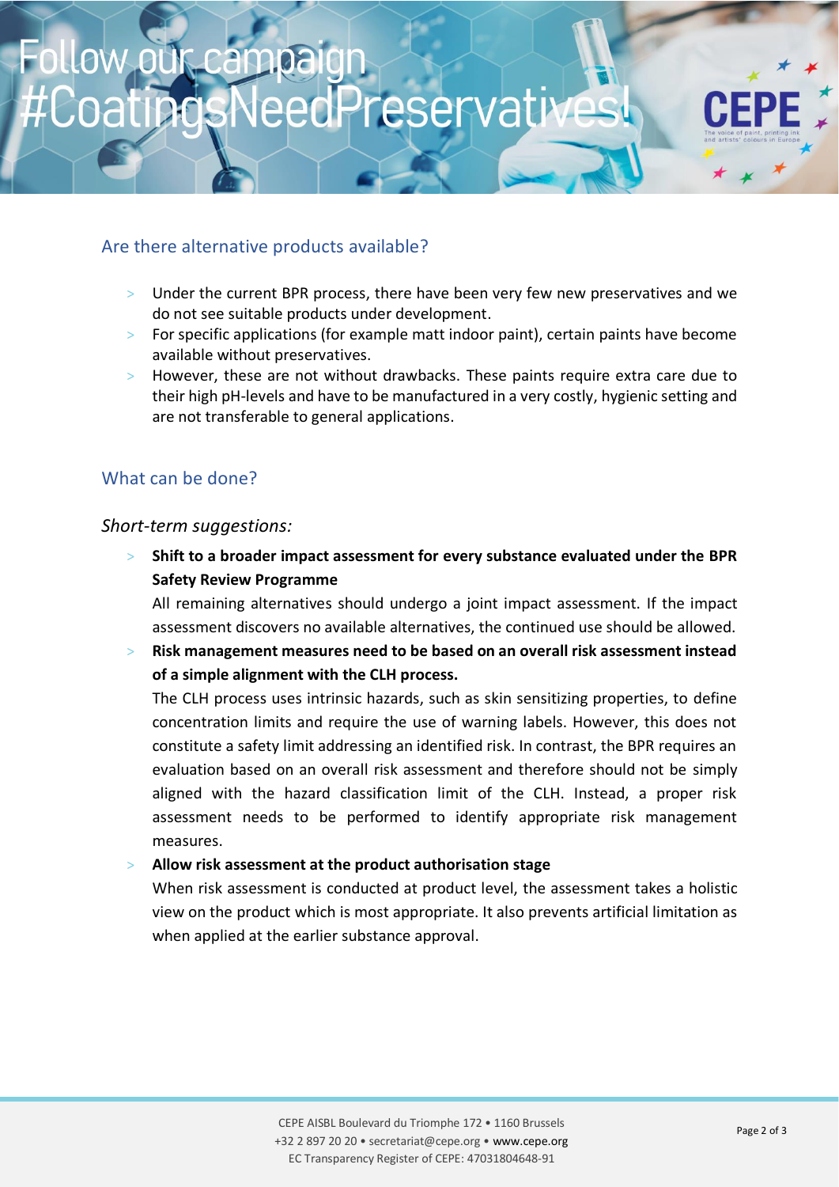## Are there alternative products available?

- Under the current BPR process, there have been very few new preservatives and we do not see suitable products under development.
- For specific applications (for example matt indoor paint), certain paints have become available without preservatives.
- However, these are not without drawbacks. These paints require extra care due to their high pH-levels and have to be manufactured in a very costly, hygienic setting and are not transferable to general applications.

## What can be done?

*Short-term suggestions:*

- **Shift to a broader impact assessment for every substance evaluated under the BPR Safety Review Programme**

  All remaining alternatives should undergo a joint impact assessment. If the impact assessment discovers no available alternatives, the continued use should be allowed.

- **Risk management measures need to be based on an overall risk assessment instead of a simple alignment with the CLH process.**

  The CLH process uses intrinsic hazards, such as skin sensitizing properties, to define concentration limits and require the use of warning labels. However, this does not constitute a safety limit addressing an identified risk. In contrast, the BPR requires an evaluation based on an overall risk assessment and therefore should not be simply aligned with the hazard classification limit of the CLH. Instead, a proper risk assessment needs to be performed to identify appropriate risk management measures.

- **Allow risk assessment at the product authorisation stage**

  When risk assessment is conducted at product level, the assessment takes a holistic view on the product which is most appropriate. It also prevents artificial limitation as when applied at the earlier substance approval.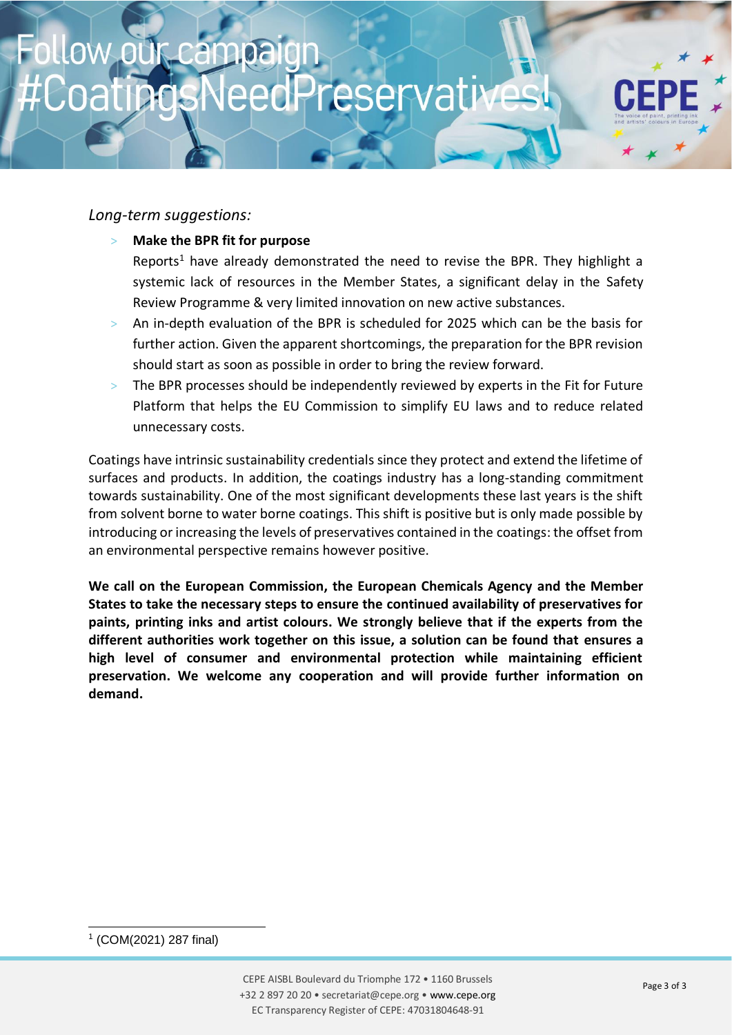*Long-term suggestions:*

- **Make the BPR fit for purpose**
  Reports[1] have already demonstrated the need to revise the BPR. They highlight a systemic lack of resources in the Member States, a significant delay in the Safety Review Programme & very limited innovation on new active substances.
- An in-depth evaluation of the BPR is scheduled for 2025 which can be the basis for further action. Given the apparent shortcomings, the preparation for the BPR revision should start as soon as possible in order to bring the review forward.
- The BPR processes should be independently reviewed by experts in the Fit for Future Platform that helps the EU Commission to simplify EU laws and to reduce related unnecessary costs.

Coatings have intrinsic sustainability credentials since they protect and extend the lifetime of surfaces and products. In addition, the coatings industry has a long-standing commitment towards sustainability. One of the most significant developments these last years is the shift from solvent borne to water borne coatings. This shift is positive but is only made possible by introducing or increasing the levels of preservatives contained in the coatings: the offset from an environmental perspective remains however positive.

**We call on the European Commission, the European Chemicals Agency and the Member States to take the necessary steps to ensure the continued availability of preservatives for paints, printing inks and artist colours. We strongly believe that if the experts from the different authorities work together on this issue, a solution can be found that ensures a high level of consumer and environmental protection while maintaining efficient preservation. We welcome any cooperation and will provide further information on demand.**

[1] (COM(2021) 287 final)